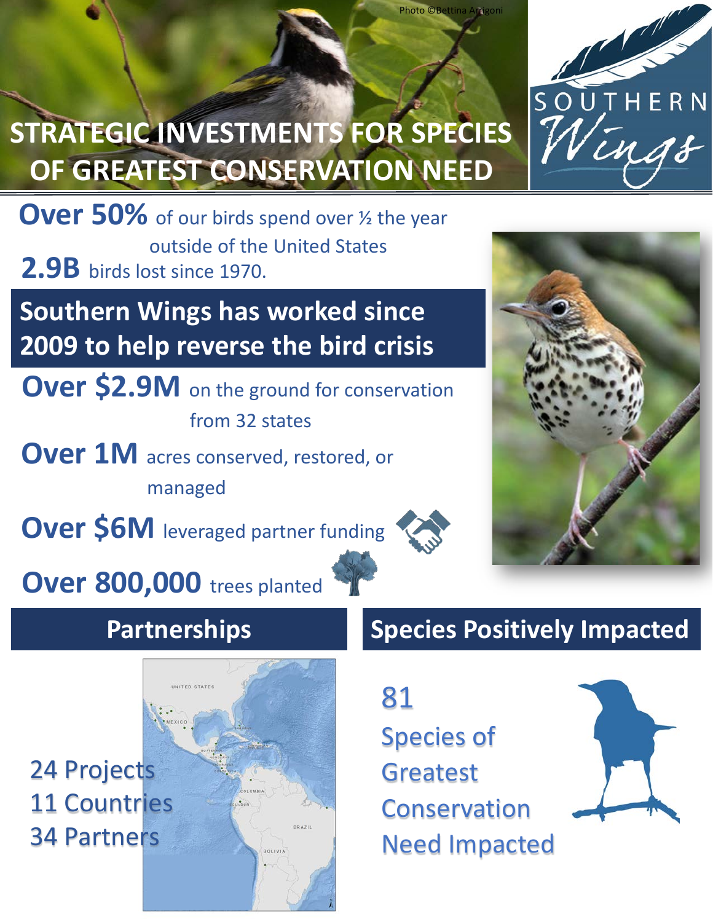Photo ©Bettina Arrigoni

# STRATEGIC INVESTMENTS FOR SPECIES OF GREATEST CONSERVATION NEED

SOUTHERN Wings

**Over 50%** of our birds spend over ½ the year outside of the United States

**2.9B** birds lost since 1970.

## Southern Wings has worked since 2009 to help reverse the bird crisis

**Over $2.9M** on the ground for conservation from 32 states

**Over 1M** acres conserved, restored, or managed

**Over $6M** leveraged partner funding

**Over 800,000** trees planted

## Partnerships

24 Projects
11 Countries
34 Partners

## Species Positively Impacted

81 Species of Greatest Conservation Need Impacted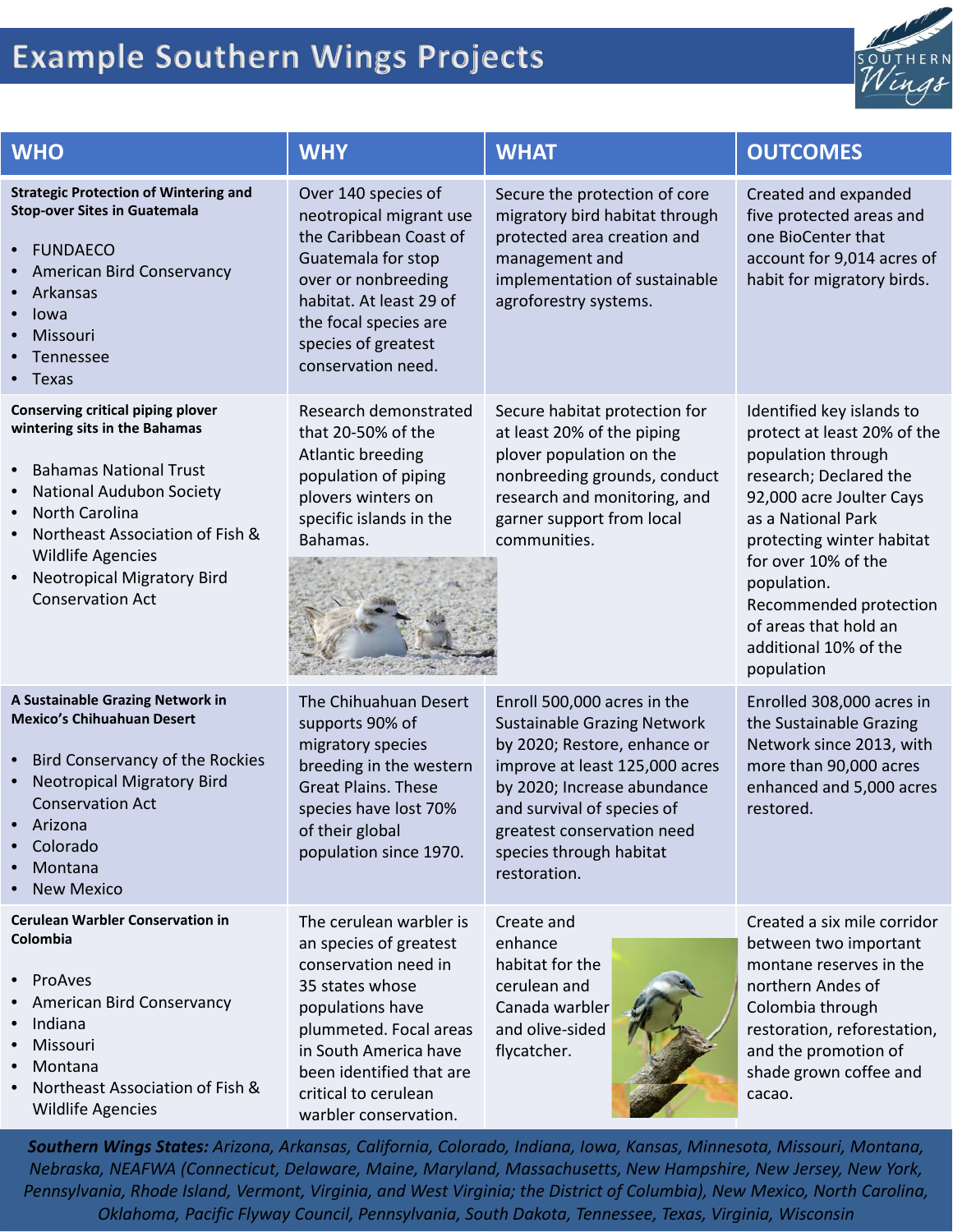# Example Southern Wings Projects

| WHO | WHY | WHAT | OUTCOMES |
|---|---|---|---|
| **Strategic Protection of Wintering and Stop-over Sites in Guatemala**<br>• FUNDAECO<br>• American Bird Conservancy<br>• Arkansas<br>• Iowa<br>• Missouri<br>• Tennessee<br>• Texas | Over 140 species of neotropical migrant use the Caribbean Coast of Guatemala for stop over or nonbreeding habitat. At least 29 of the focal species are species of greatest conservation need. | Secure the protection of core migratory bird habitat through protected area creation and management and implementation of sustainable agroforestry systems. | Created and expanded five protected areas and one BioCenter that account for 9,014 acres of habit for migratory birds. |
| **Conserving critical piping plover wintering sits in the Bahamas**<br>• Bahamas National Trust<br>• National Audubon Society<br>• North Carolina<br>• Northeast Association of Fish & Wildlife Agencies<br>• Neotropical Migratory Bird Conservation Act | Research demonstrated that 20-50% of the Atlantic breeding population of piping plovers winters on specific islands in the Bahamas. | Secure habitat protection for at least 20% of the piping plover population on the nonbreeding grounds, conduct research and monitoring, and garner support from local communities. | Identified key islands to protect at least 20% of the population through research; Declared the 92,000 acre Joulter Cays as a National Park protecting winter habitat for over 10% of the population. Recommended protection of areas that hold an additional 10% of the population |
| **A Sustainable Grazing Network in Mexico's Chihuahuan Desert**<br>• Bird Conservancy of the Rockies<br>• Neotropical Migratory Bird Conservation Act<br>• Arizona<br>• Colorado<br>• Montana<br>• New Mexico | The Chihuahuan Desert supports 90% of migratory species breeding in the western Great Plains. These species have lost 70% of their global population since 1970. | Enroll 500,000 acres in the Sustainable Grazing Network by 2020; Restore, enhance or improve at least 125,000 acres by 2020; Increase abundance and survival of species of greatest conservation need species through habitat restoration. | Enrolled 308,000 acres in the Sustainable Grazing Network since 2013, with more than 90,000 acres enhanced and 5,000 acres restored. |
| **Cerulean Warbler Conservation in Colombia**<br>• ProAves<br>• American Bird Conservancy<br>• Indiana<br>• Missouri<br>• Montana<br>• Northeast Association of Fish & Wildlife Agencies | The cerulean warbler is an species of greatest conservation need in 35 states whose populations have plummeted. Focal areas in South America have been identified that are critical to cerulean warbler conservation. | Create and enhance habitat for the cerulean and Canada warbler and olive-sided flycatcher. | Created a six mile corridor between two important montane reserves in the northern Andes of Colombia through restoration, reforestation, and the promotion of shade grown coffee and cacao. |

***Southern Wings States:** Arizona, Arkansas, California, Colorado, Indiana, Iowa, Kansas, Minnesota, Missouri, Montana, Nebraska, NEAFWA (Connecticut, Delaware, Maine, Maryland, Massachusetts, New Hampshire, New Jersey, New York, Pennsylvania, Rhode Island, Vermont, Virginia, and West Virginia; the District of Columbia), New Mexico, North Carolina, Oklahoma, Pacific Flyway Council, Pennsylvania, South Dakota, Tennessee, Texas, Virginia, Wisconsin*